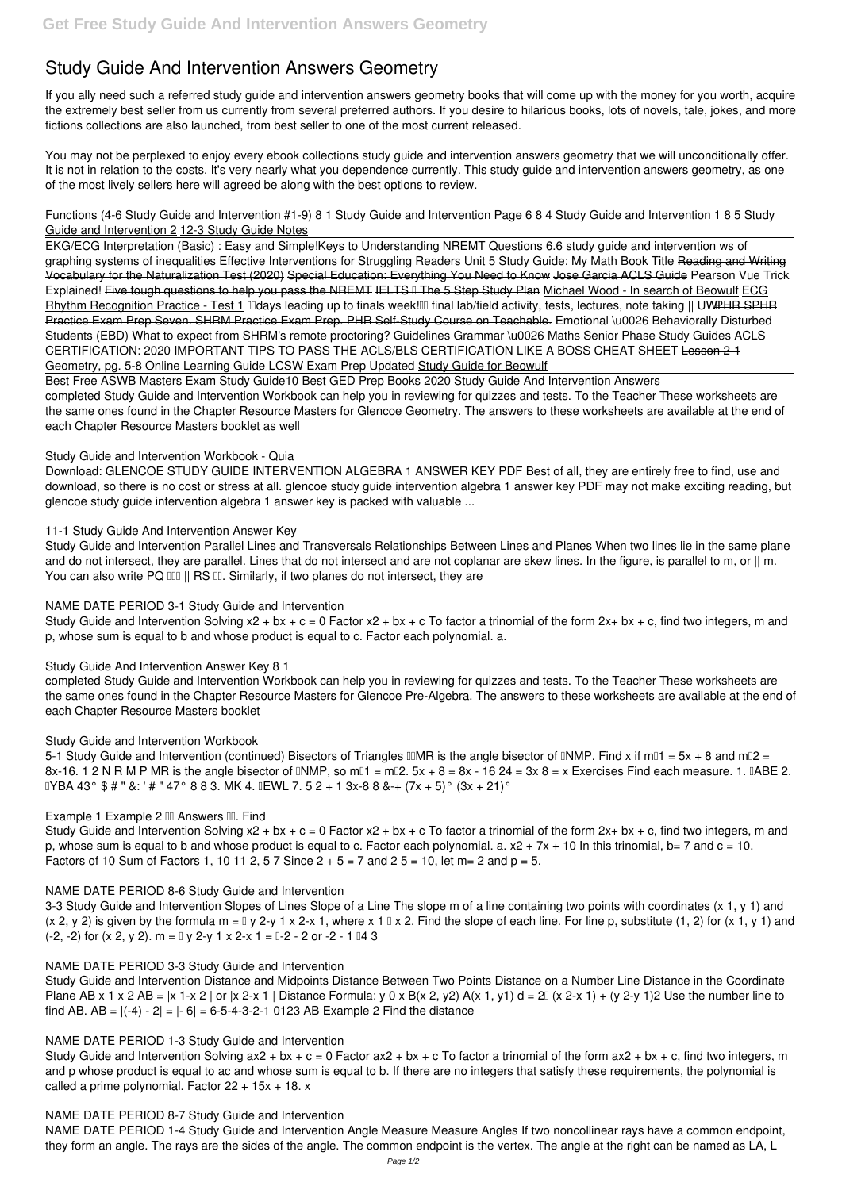# Study Guide And Intervention Answers Geometry

If you ally need such a referred study guide and intervention answers geometry books that will come up with the money for you worth, acquire the extremely best seller from us currently from several preferred authors. If you desire to hilarious books, lots of novels, tale, jokes, and more fictions collections are also launched, from best seller to one of the most current released.

You may not be perplexed to enjoy every ebook collections study guide and intervention answers geometry that we will unconditionally offer. It is not in relation to the costs. It's very nearly what you dependence currently. This study guide and intervention answers geometry, as one of the most lively sellers here will agreed be along with the best options to review.

*Functions (4-6 Study Guide and Intervention #1-9)* 8 1 Study Guide and Intervention Page 6 *8 4 Study Guide and Intervention 1* 8 5 Study Guide and Intervention 2 12-3 Study Guide Notes

EKG/ECG Interpretation (Basic) : Easy and Simple!*Keys to Understanding NREMT Questions 6.6 study guide and intervention ws of graphing systems of inequalities Effective Interventions for Struggling Readers Unit 5 Study Guide: My Math Book Title* Reading and Writing Vocabulary for the Naturalization Test (2020) Special Education: Everything You Need to Know Jose Garcia ACLS Guide *Pearson Vue Trick Explained!* Five tough questions to help you pass the NREMT IELTS – The 5 Step Study Plan Michael Wood - In search of Beowulf ECG Rhythm Recognition Practice - Test 1 *days leading up to finals week! final lab/field activity, tests, lectures, note taking || UW* PHR SPHR Practice Exam Prep Seven. SHRM Practice Exam Prep. PHR Self-Study Course on Teachable. *Emotional \u0026 Behaviorally Disturbed Students (EBD) What to expect from SHRM's remote proctoring? Guidelines Grammar \u0026 Maths Senior Phase Study Guides ACLS CERTIFICATION: 2020 IMPORTANT TIPS TO PASS THE ACLS/BLS CERTIFICATION LIKE A BOSS CHEAT SHEET* Lesson 2-1 Geometry, pg. 5-8 Online Learning Guide *LCSW Exam Prep Updated* Study Guide for Beowulf

Best Free ASWB Masters Exam Study Guide*10 Best GED Prep Books 2020 Study Guide And Intervention Answers*
completed Study Guide and Intervention Workbook can help you in reviewing for quizzes and tests. To the Teacher These worksheets are the same ones found in the Chapter Resource Masters for Glencoe Geometry. The answers to these worksheets are available at the end of each Chapter Resource Masters booklet as well

*Study Guide and Intervention Workbook - Quia*

Download: GLENCOE STUDY GUIDE INTERVENTION ALGEBRA 1 ANSWER KEY PDF Best of all, they are entirely free to find, use and download, so there is no cost or stress at all. glencoe study guide intervention algebra 1 answer key PDF may not make exciting reading, but glencoe study guide intervention algebra 1 answer key is packed with valuable ...

*11-1 Study Guide And Intervention Answer Key*

Study Guide and Intervention Parallel Lines and Transversals Relationships Between Lines and Planes When two lines lie in the same plane and do not intersect, they are parallel. Lines that do not intersect and are not coplanar are skew lines. In the figure, is parallel to m, or || m. You can also write PQ || RS . Similarly, if two planes do not intersect, they are

*NAME DATE PERIOD 3-1 Study Guide and Intervention*

Study Guide and Intervention Solving x2 + bx + c = 0 Factor x2 + bx + c To factor a trinomial of the form 2x+ bx + c, find two integers, m and p, whose sum is equal to b and whose product is equal to c. Factor each polynomial. a.

*Study Guide And Intervention Answer Key 8 1*

completed Study Guide and Intervention Workbook can help you in reviewing for quizzes and tests. To the Teacher These worksheets are the same ones found in the Chapter Resource Masters for Glencoe Pre-Algebra. The answers to these worksheets are available at the end of each Chapter Resource Masters booklet

*Study Guide and Intervention Workbook*

5-1 Study Guide and Intervention (continued) Bisectors of Triangles MR is the angle bisector of NMP. Find x if m1 = 5x + 8 and m2 = 8x-16. 1 2 N R M P MR is the angle bisector of NMP, so m1 = m2. 5x + 8 = 8x - 16 24 = 3x 8 = x Exercises Find each measure. 1. ABE 2. YBA 43° $ # " &: ' # " 47° 8 8 3. MK 4. EWL 7. 5 2 + 1 3x-8 8 &-+ (7x + 5)° (3x + 21)°

*Example 1 Example 2 Answers . Find*

Study Guide and Intervention Solving x2 + bx + c = 0 Factor x2 + bx + c To factor a trinomial of the form 2x+ bx + c, find two integers, m and p, whose sum is equal to b and whose product is equal to c. Factor each polynomial. a. x2 + 7x + 10 In this trinomial, b= 7 and c = 10. Factors of 10 Sum of Factors 1, 10 11 2, 5 7 Since 2 + 5 = 7 and 2 5 = 10, let m= 2 and p = 5.

*NAME DATE PERIOD 8-6 Study Guide and Intervention*

3-3 Study Guide and Intervention Slopes of Lines Slope of a Line The slope m of a line containing two points with coordinates (x 1, y 1) and (x 2, y 2) is given by the formula m = y 2-y 1 x 2-x 1, where x 1 x 2. Find the slope of each line. For line p, substitute (1, 2) for (x 1, y 1) and (-2, -2) for (x 2, y 2). m = y 2-y 1 x 2-x 1 = -2 - 2 or -2 - 1 4 3

*NAME DATE PERIOD 3-3 Study Guide and Intervention*

Study Guide and Intervention Distance and Midpoints Distance Between Two Points Distance on a Number Line Distance in the Coordinate Plane AB x 1 x 2 AB = |x 1-x 2 | or |x 2-x 1 | Distance Formula: y 0 x B(x 2, y2) A(x 1, y1) d = 2 (x 2-x 1) + (y 2-y 1)2 Use the number line to find AB. AB = |(-4) - 2| = |- 6| = 6-5-4-3-2-1 0123 AB Example 2 Find the distance

*NAME DATE PERIOD 1-3 Study Guide and Intervention*

Study Guide and Intervention Solving ax2 + bx + c = 0 Factor ax2 + bx + c To factor a trinomial of the form ax2 + bx + c, find two integers, m and p whose product is equal to ac and whose sum is equal to b. If there are no integers that satisfy these requirements, the polynomial is called a prime polynomial. Factor 22 + 15x + 18. x

*NAME DATE PERIOD 8-7 Study Guide and Intervention*

NAME DATE PERIOD 1-4 Study Guide and Intervention Angle Measure Measure Angles If two noncollinear rays have a common endpoint, they form an angle. The rays are the sides of the angle. The common endpoint is the vertex. The angle at the right can be named as LA, L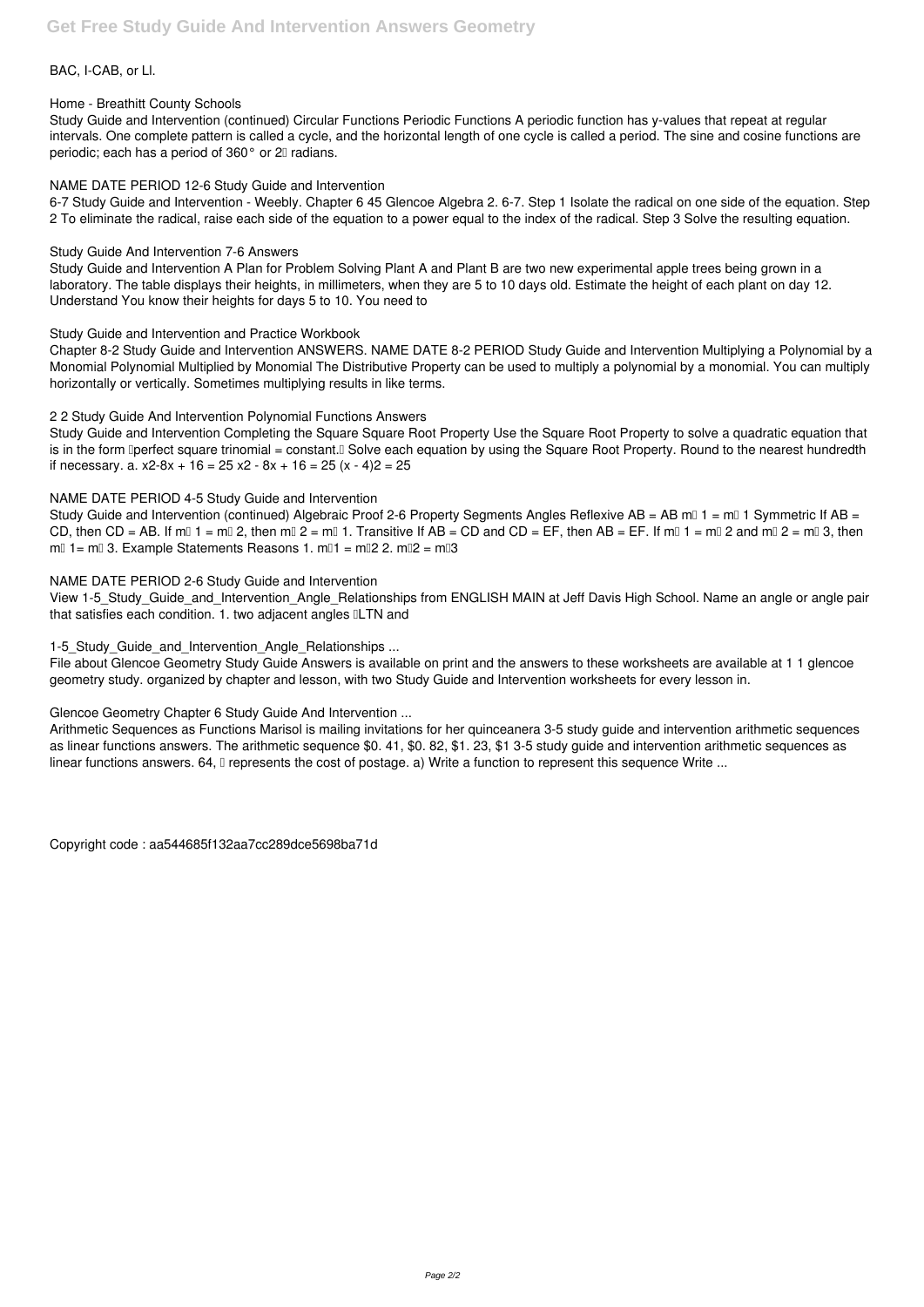BAC, I-CAB, or LI.

Home - Breathitt County Schools

Study Guide and Intervention (continued) Circular Functions Periodic Functions A periodic function has y-values that repeat at regular intervals. One complete pattern is called a cycle, and the horizontal length of one cycle is called a period. The sine and cosine functions are periodic; each has a period of 360° or 2π radians.

NAME DATE PERIOD 12-6 Study Guide and Intervention

6-7 Study Guide and Intervention - Weebly. Chapter 6 45 Glencoe Algebra 2. 6-7. Step 1 Isolate the radical on one side of the equation. Step 2 To eliminate the radical, raise each side of the equation to a power equal to the index of the radical. Step 3 Solve the resulting equation.

Study Guide And Intervention 7-6 Answers

Study Guide and Intervention A Plan for Problem Solving Plant A and Plant B are two new experimental apple trees being grown in a laboratory. The table displays their heights, in millimeters, when they are 5 to 10 days old. Estimate the height of each plant on day 12. Understand You know their heights for days 5 to 10. You need to

Study Guide and Intervention and Practice Workbook

Chapter 8-2 Study Guide and Intervention ANSWERS. NAME DATE 8-2 PERIOD Study Guide and Intervention Multiplying a Polynomial by a Monomial Polynomial Multiplied by Monomial The Distributive Property can be used to multiply a polynomial by a monomial. You can multiply horizontally or vertically. Sometimes multiplying results in like terms.

2 2 Study Guide And Intervention Polynomial Functions Answers

Study Guide and Intervention Completing the Square Square Root Property Use the Square Root Property to solve a quadratic equation that is in the form "perfect square trinomial = constant." Solve each equation by using the Square Root Property. Round to the nearest hundredth if necessary. a. x2-8x + 16 = 25 x2 - 8x + 16 = 25 (x - 4)2 = 25

NAME DATE PERIOD 4-5 Study Guide and Intervention

Study Guide and Intervention (continued) Algebraic Proof 2-6 Property Segments Angles Reflexive AB = AB m∠ 1 = m∠ 1 Symmetric If AB = CD, then CD = AB. If m∠ 1 = m∠ 2, then m∠ 2 = m∠ 1. Transitive If AB = CD and CD = EF, then AB = EF. If m∠ 1 = m∠ 2 and m∠ 2 = m∠ 3, then m∠ 1= m∠ 3. Example Statements Reasons 1. m∠1 = m∠2 2. m∠2 = m∠3

NAME DATE PERIOD 2-6 Study Guide and Intervention

View 1-5_Study_Guide_and_Intervention_Angle_Relationships from ENGLISH MAIN at Jeff Davis High School. Name an angle or angle pair that satisfies each condition. 1. two adjacent angles ∠LTN and

1-5_Study_Guide_and_Intervention_Angle_Relationships ...

File about Glencoe Geometry Study Guide Answers is available on print and the answers to these worksheets are available at 1 1 glencoe geometry study. organized by chapter and lesson, with two Study Guide and Intervention worksheets for every lesson in.

Glencoe Geometry Chapter 6 Study Guide And Intervention ...

Arithmetic Sequences as Functions Marisol is mailing invitations for her quinceanera 3-5 study guide and intervention arithmetic sequences as linear functions answers. The arithmetic sequence $0. 41, $0. 82, $1. 23, $1 3-5 study guide and intervention arithmetic sequences as linear functions answers. 64, … represents the cost of postage. a) Write a function to represent this sequence Write ...

Copyright code : aa544685f132aa7cc289dce5698ba71d